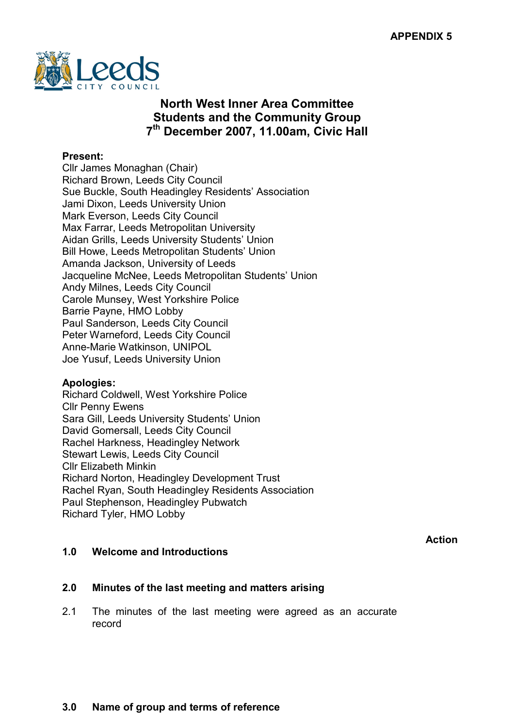APPENDIX 5

# North West Inner Area Committee
# Students and the Community Group
# 7th December 2007, 11.00am, Civic Hall

**Present:**
Cllr James Monaghan (Chair)
Richard Brown, Leeds City Council
Sue Buckle, South Headingley Residents' Association
Jami Dixon, Leeds University Union
Mark Everson, Leeds City Council
Max Farrar, Leeds Metropolitan University
Aidan Grills, Leeds University Students' Union
Bill Howe, Leeds Metropolitan Students' Union
Amanda Jackson, University of Leeds
Jacqueline McNee, Leeds Metropolitan Students' Union
Andy Milnes, Leeds City Council
Carole Munsey, West Yorkshire Police
Barrie Payne, HMO Lobby
Paul Sanderson, Leeds City Council
Peter Warneford, Leeds City Council
Anne-Marie Watkinson, UNIPOL
Joe Yusuf, Leeds University Union

**Apologies:**
Richard Coldwell, West Yorkshire Police
Cllr Penny Ewens
Sara Gill, Leeds University Students' Union
David Gomersall, Leeds City Council
Rachel Harkness, Headingley Network
Stewart Lewis, Leeds City Council
Cllr Elizabeth Minkin
Richard Norton, Headingley Development Trust
Rachel Ryan, South Headingley Residents Association
Paul Stephenson, Headingley Pubwatch
Richard Tyler, HMO Lobby

**Action**

## 1.0 Welcome and Introductions

## 2.0 Minutes of the last meeting and matters arising

2.1 The minutes of the last meeting were agreed as an accurate record

## 3.0 Name of group and terms of reference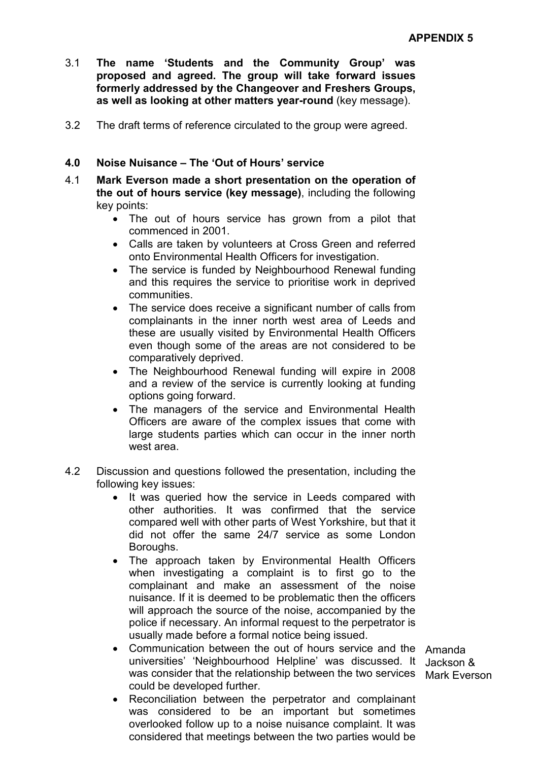**APPENDIX 5**

3.1 **The name 'Students and the Community Group' was proposed and agreed. The group will take forward issues formerly addressed by the Changeover and Freshers Groups, as well as looking at other matters year-round** (key message).

3.2 The draft terms of reference circulated to the group were agreed.

## 4.0 Noise Nuisance – The 'Out of Hours' service

4.1 **Mark Everson made a short presentation on the operation of the out of hours service (key message)**, including the following key points:

- The out of hours service has grown from a pilot that commenced in 2001.
- Calls are taken by volunteers at Cross Green and referred onto Environmental Health Officers for investigation.
- The service is funded by Neighbourhood Renewal funding and this requires the service to prioritise work in deprived communities.
- The service does receive a significant number of calls from complainants in the inner north west area of Leeds and these are usually visited by Environmental Health Officers even though some of the areas are not considered to be comparatively deprived.
- The Neighbourhood Renewal funding will expire in 2008 and a review of the service is currently looking at funding options going forward.
- The managers of the service and Environmental Health Officers are aware of the complex issues that come with large students parties which can occur in the inner north west area.

4.2 Discussion and questions followed the presentation, including the following key issues:

- It was queried how the service in Leeds compared with other authorities. It was confirmed that the service compared well with other parts of West Yorkshire, but that it did not offer the same 24/7 service as some London Boroughs.
- The approach taken by Environmental Health Officers when investigating a complaint is to first go to the complainant and make an assessment of the noise nuisance. If it is deemed to be problematic then the officers will approach the source of the noise, accompanied by the police if necessary. An informal request to the perpetrator is usually made before a formal notice being issued.
- Communication between the out of hours service and the universities' 'Neighbourhood Helpline' was discussed. It was consider that the relationship between the two services could be developed further. — Amanda Jackson & Mark Everson
- Reconciliation between the perpetrator and complainant was considered to be an important but sometimes overlooked follow up to a noise nuisance complaint. It was considered that meetings between the two parties would be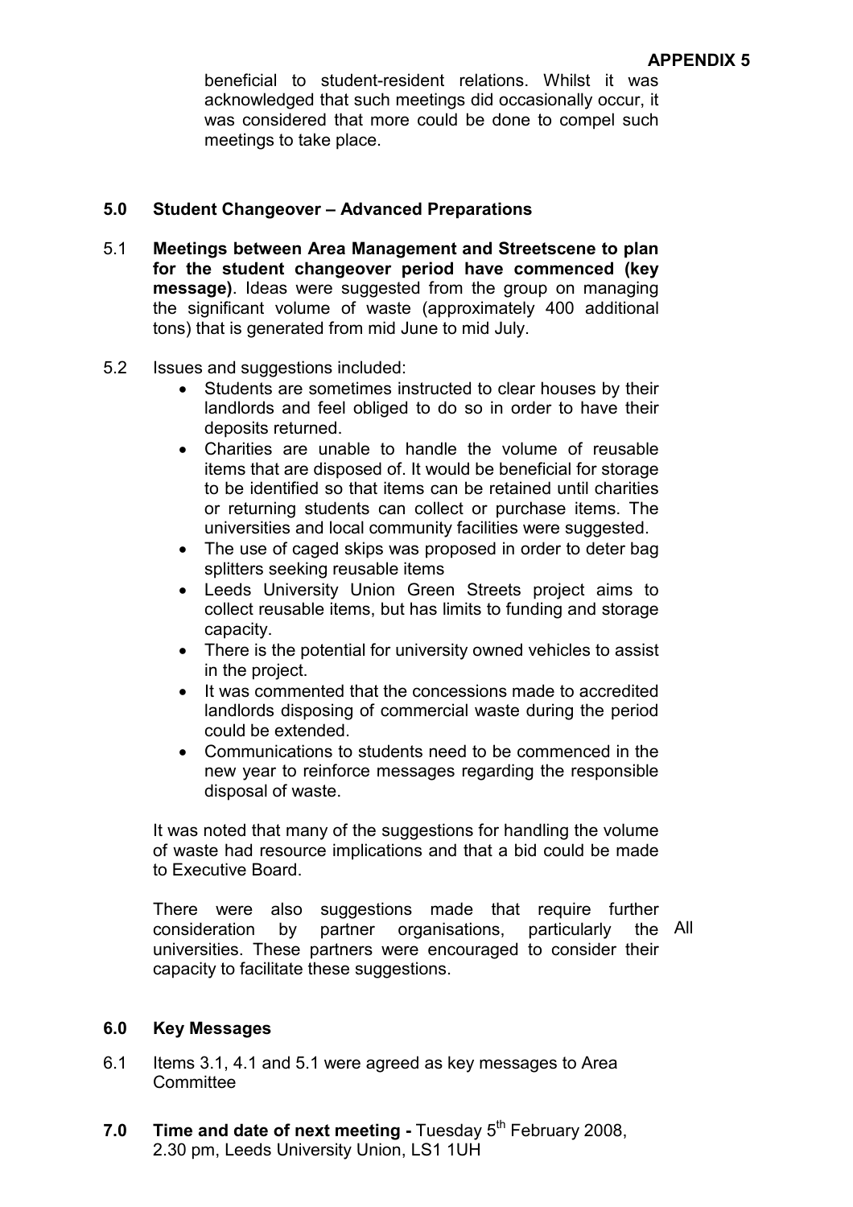**APPENDIX 5**

beneficial to student-resident relations. Whilst it was acknowledged that such meetings did occasionally occur, it was considered that more could be done to compel such meetings to take place.

## 5.0 Student Changeover – Advanced Preparations

5.1 **Meetings between Area Management and Streetscene to plan for the student changeover period have commenced (key message)**. Ideas were suggested from the group on managing the significant volume of waste (approximately 400 additional tons) that is generated from mid June to mid July.

5.2 Issues and suggestions included:

- Students are sometimes instructed to clear houses by their landlords and feel obliged to do so in order to have their deposits returned.
- Charities are unable to handle the volume of reusable items that are disposed of. It would be beneficial for storage to be identified so that items can be retained until charities or returning students can collect or purchase items. The universities and local community facilities were suggested.
- The use of caged skips was proposed in order to deter bag splitters seeking reusable items
- Leeds University Union Green Streets project aims to collect reusable items, but has limits to funding and storage capacity.
- There is the potential for university owned vehicles to assist in the project.
- It was commented that the concessions made to accredited landlords disposing of commercial waste during the period could be extended.
- Communications to students need to be commenced in the new year to reinforce messages regarding the responsible disposal of waste.

It was noted that many of the suggestions for handling the volume of waste had resource implications and that a bid could be made to Executive Board.

There were also suggestions made that require further consideration by partner organisations, particularly the universities. These partners were encouraged to consider their capacity to facilitate these suggestions. All

## 6.0 Key Messages

6.1 Items 3.1, 4.1 and 5.1 were agreed as key messages to Area Committee

**7.0 Time and date of next meeting -** Tuesday 5th February 2008, 2.30 pm, Leeds University Union, LS1 1UH